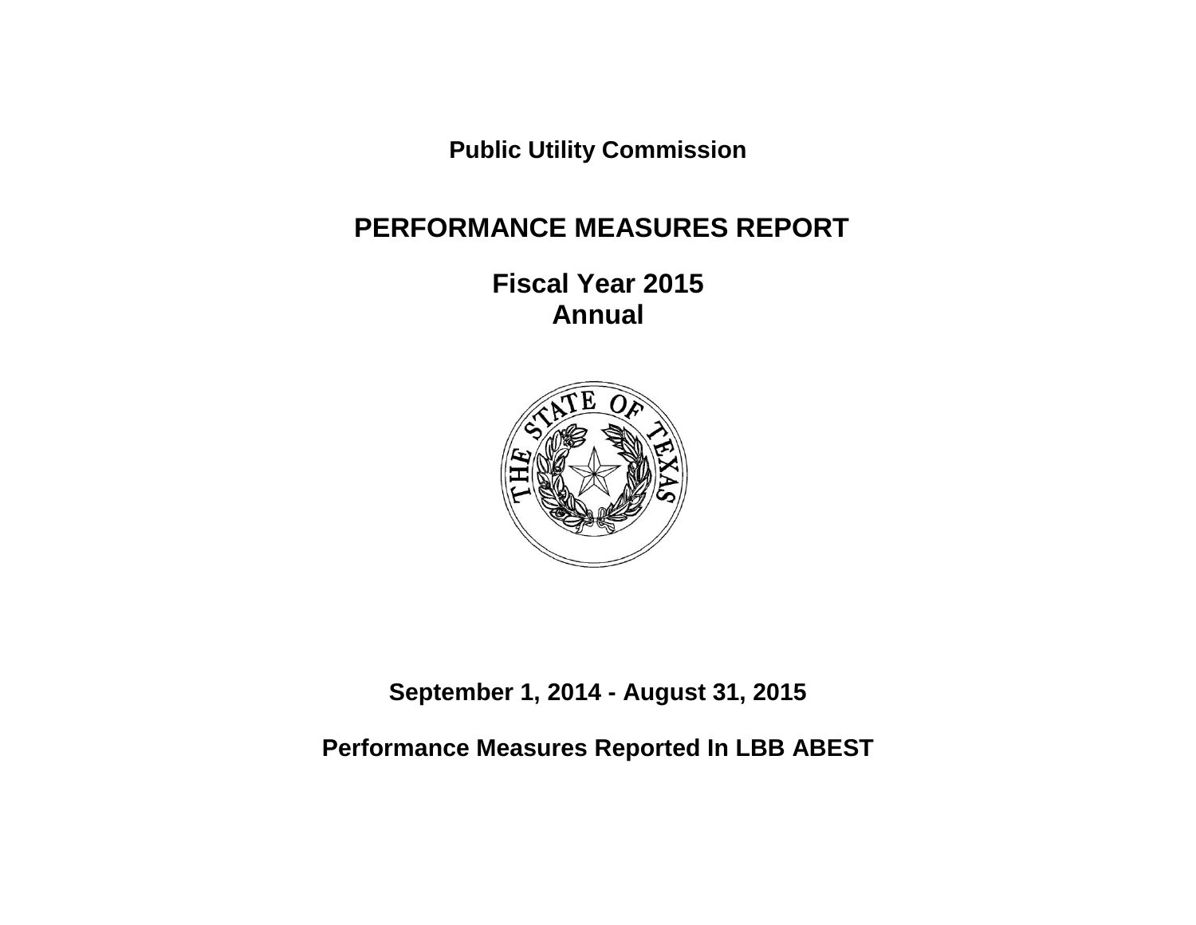**Public Utility Commission**

# PERFORMANCE MEASURES REPORT

## Fiscal Year 2015
## Annual

**September 1, 2014 - August 31, 2015**

**Performance Measures Reported In LBB ABEST**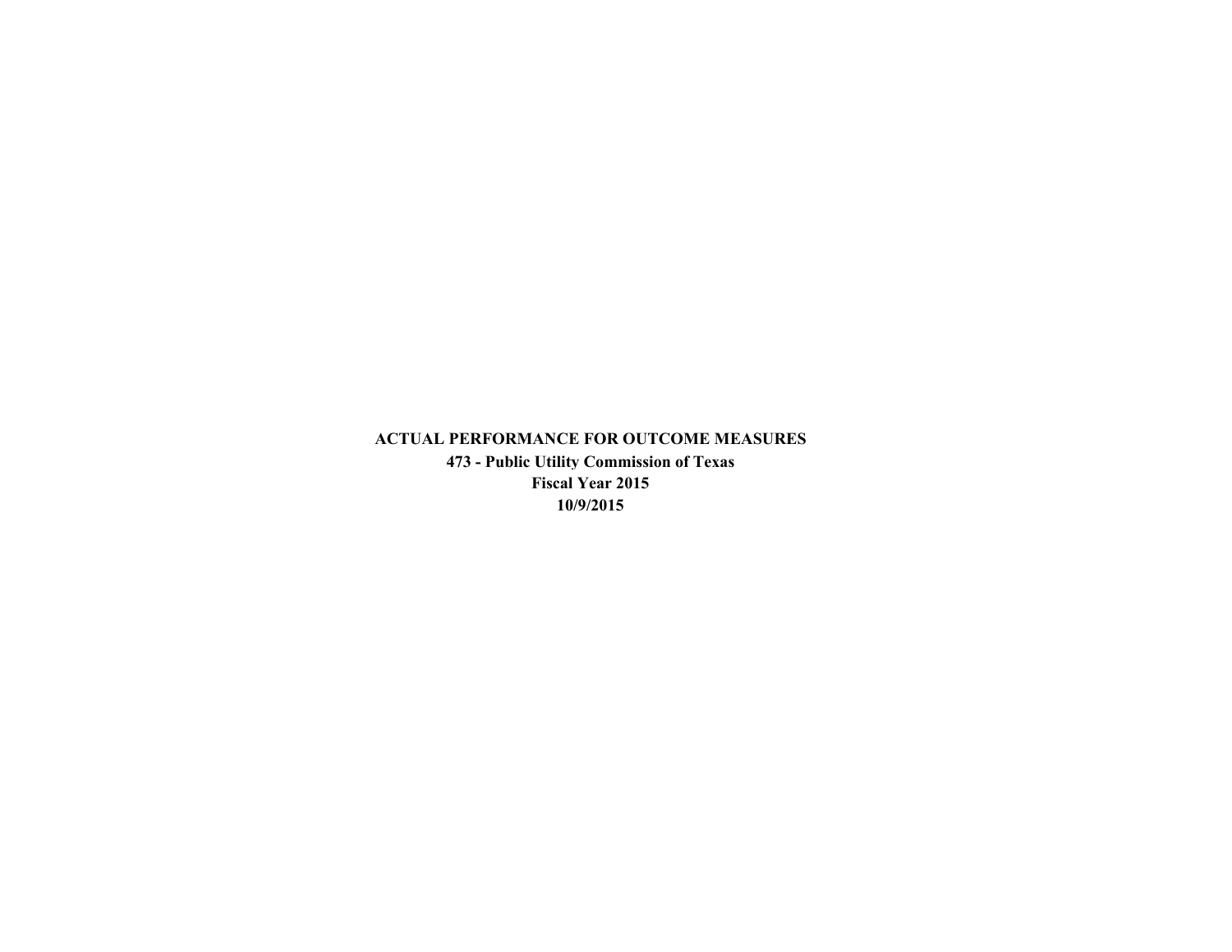**ACTUAL PERFORMANCE FOR OUTCOME MEASURES**

**473 - Public Utility Commission of Texas**

**Fiscal Year 2015**

**10/9/2015**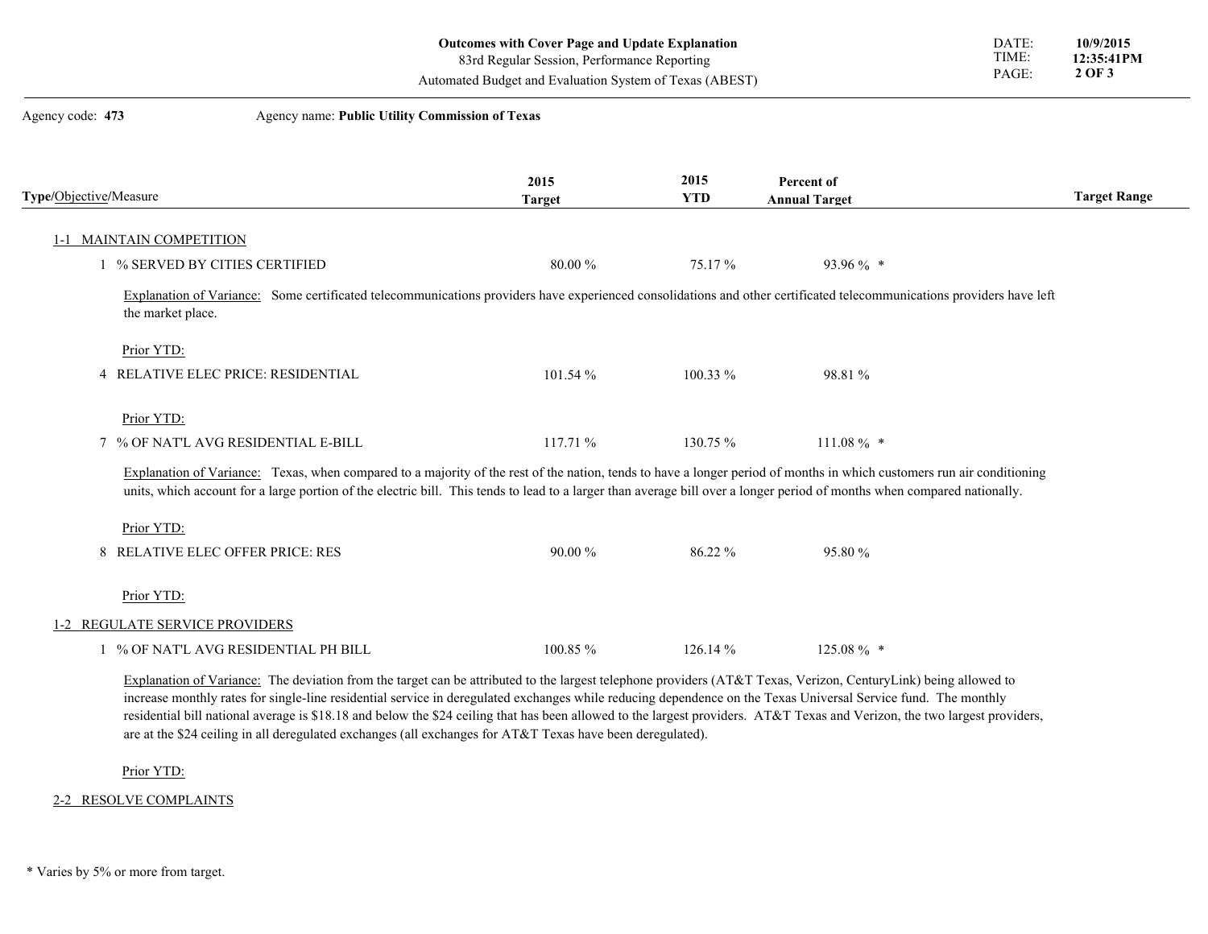**Outcomes with Cover Page and Update Explanation**
83rd Regular Session, Performance Reporting
Automated Budget and Evaluation System of Texas (ABEST)

DATE: **10/9/2015**
TIME: **12:35:41PM**

Agency code: **473** Agency name: **Public Utility Commission of Texas**

| Type/Objective/Measure | 2015 Target | 2015 YTD | Percent of Annual Target | Target Range |
|---|---|---|---|---|
| **1-1 MAINTAIN COMPETITION** | | | | |
| 1 % SERVED BY CITIES CERTIFIED | 80.00 % | 75.17 % | 93.96 % * | |

Explanation of Variance: Some certificated telecommunications providers have experienced consolidations and other certificated telecommunications providers have left the market place.

Prior YTD:

| Type/Objective/Measure | 2015 Target | 2015 YTD | Percent of Annual Target | Target Range |
|---|---|---|---|---|
| 4 RELATIVE ELEC PRICE: RESIDENTIAL | 101.54 % | 100.33 % | 98.81 % | |

Prior YTD:

| Type/Objective/Measure | 2015 Target | 2015 YTD | Percent of Annual Target | Target Range |
|---|---|---|---|---|
| 7 % OF NAT'L AVG RESIDENTIAL E-BILL | 117.71 % | 130.75 % | 111.08 % * | |

Explanation of Variance: Texas, when compared to a majority of the rest of the nation, tends to have a longer period of months in which customers run air conditioning units, which account for a large portion of the electric bill. This tends to lead to a larger than average bill over a longer period of months when compared nationally.

Prior YTD:

| Type/Objective/Measure | 2015 Target | 2015 YTD | Percent of Annual Target | Target Range |
|---|---|---|---|---|
| 8 RELATIVE ELEC OFFER PRICE: RES | 90.00 % | 86.22 % | 95.80 % | |

Prior YTD:

| Type/Objective/Measure | 2015 Target | 2015 YTD | Percent of Annual Target | Target Range |
|---|---|---|---|---|
| **1-2 REGULATE SERVICE PROVIDERS** | | | | |
| 1 % OF NAT'L AVG RESIDENTIAL PH BILL | 100.85 % | 126.14 % | 125.08 % * | |

Explanation of Variance: The deviation from the target can be attributed to the largest telephone providers (AT&T Texas, Verizon, CenturyLink) being allowed to increase monthly rates for single-line residential service in deregulated exchanges while reducing dependence on the Texas Universal Service fund. The monthly residential bill national average is $18.18 and below the $24 ceiling that has been allowed to the largest providers. AT&T Texas and Verizon, the two largest providers, are at the $24 ceiling in all deregulated exchanges (all exchanges for AT&T Texas have been deregulated).

Prior YTD:

**2-2 RESOLVE COMPLAINTS**

\* Varies by 5% or more from target.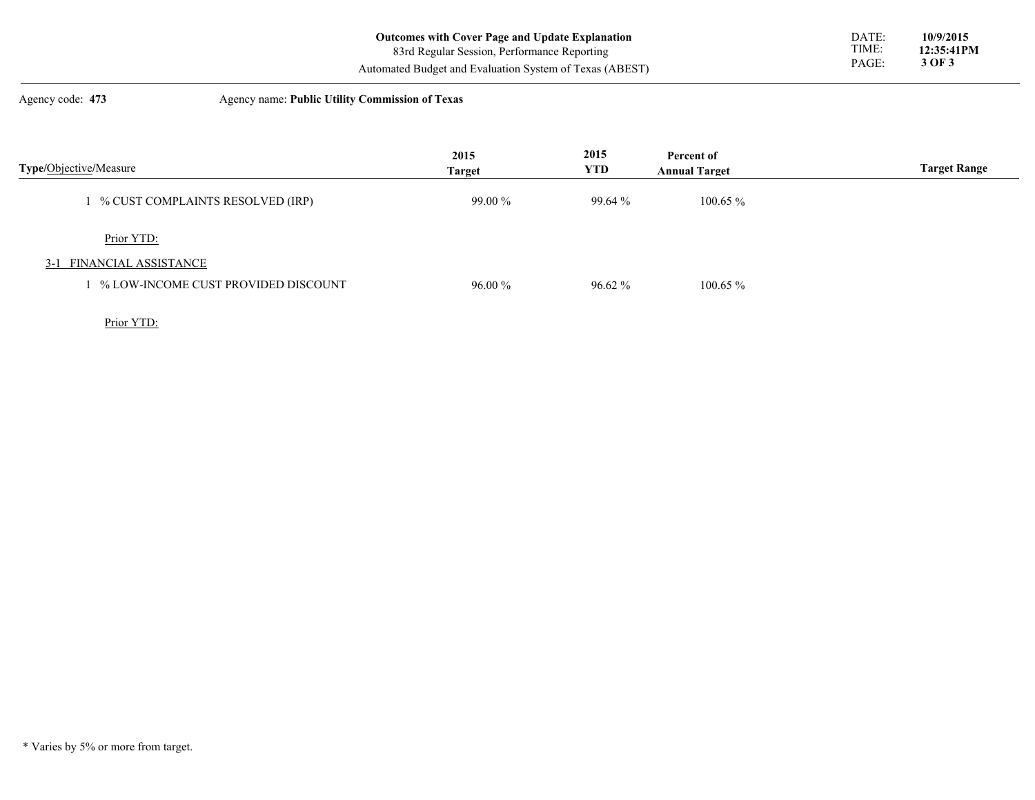**Outcomes with Cover Page and Update Explanation**
83rd Regular Session, Performance Reporting
Automated Budget and Evaluation System of Texas (ABEST)

DATE: **10/9/2015**
TIME: **12:35:41PM**

Agency code: **473** Agency name: **Public Utility Commission of Texas**

| **Type**/Objective/Measure | **2015 Target** | **2015 YTD** | **Percent of Annual Target** | **Target Range** |
|---|---|---|---|---|
| 1 % CUST COMPLAINTS RESOLVED (IRP) | 99.00 % | 99.64 % | 100.65 % | |
| Prior YTD: | | | | |
| 3-1 FINANCIAL ASSISTANCE | | | | |
| 1 % LOW-INCOME CUST PROVIDED DISCOUNT | 96.00 % | 96.62 % | 100.65 % | |
| Prior YTD: | | | | |

* Varies by 5% or more from target.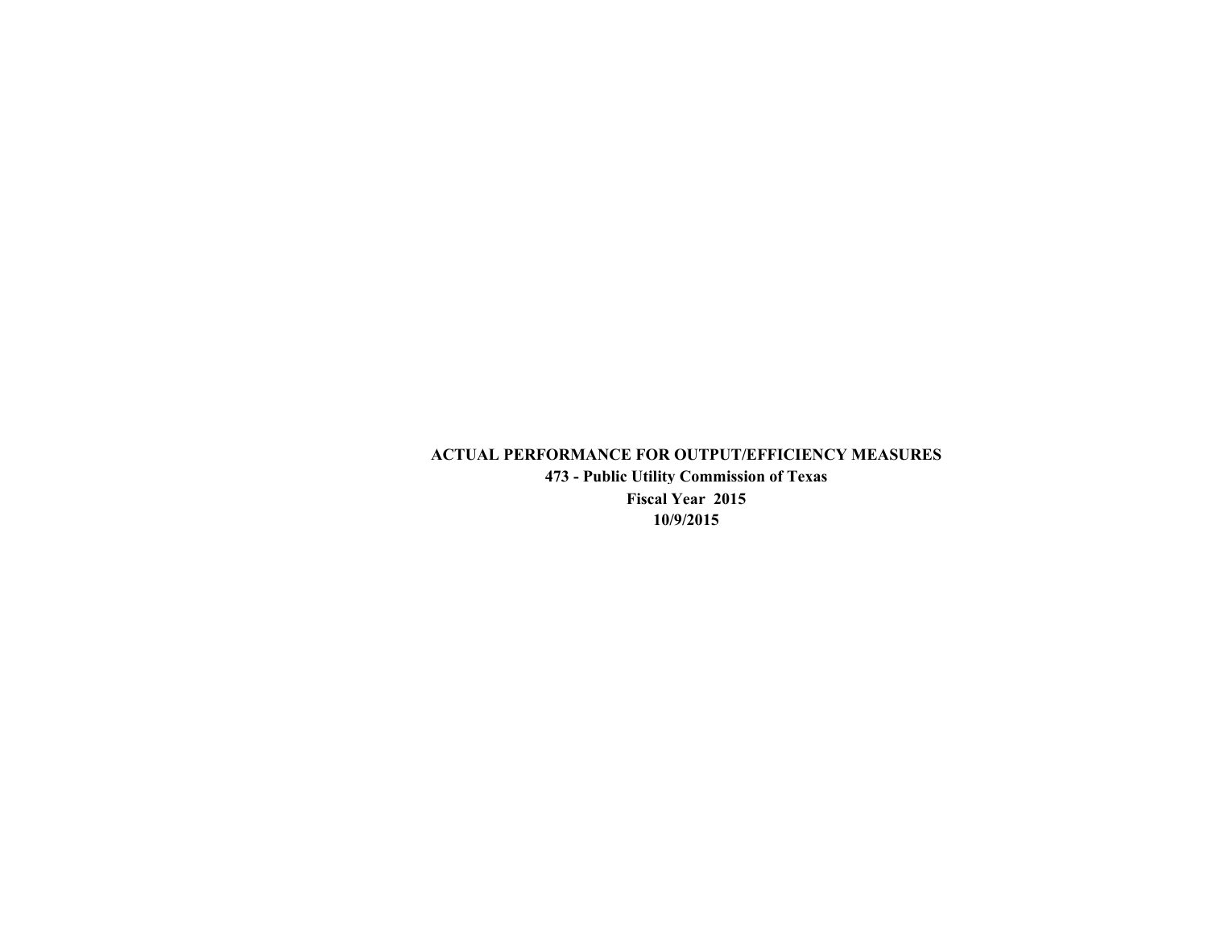**ACTUAL PERFORMANCE FOR OUTPUT/EFFICIENCY MEASURES**

**473 - Public Utility Commission of Texas**

**Fiscal Year 2015**

**10/9/2015**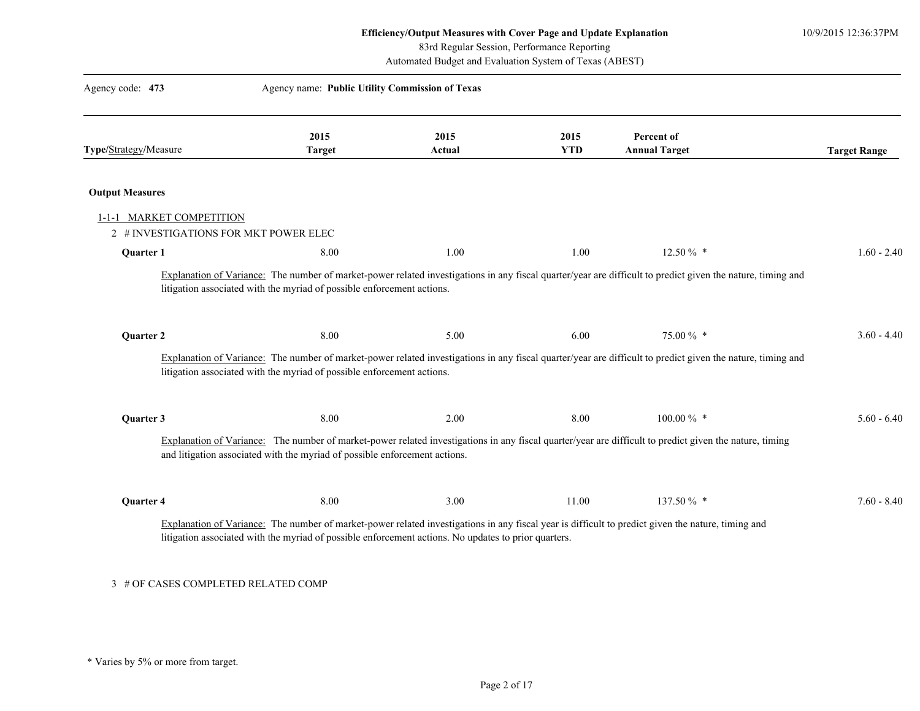**Efficiency/Output Measures with Cover Page and Update Explanation**
83rd Regular Session, Performance Reporting
Automated Budget and Evaluation System of Texas (ABEST)

10/9/2015 12:36:37PM

Agency code: **473** Agency name: **Public Utility Commission of Texas**

| **Type**/Strategy/Measure | **2015 Target** | **2015 Actual** | **2015 YTD** | **Percent of Annual Target** | **Target Range** |
|---|---|---|---|---|---|

**Output Measures**

1-1-1 MARKET COMPETITION

2 # INVESTIGATIONS FOR MKT POWER ELEC

| | 2015 Target | 2015 Actual | 2015 YTD | Percent of Annual Target | Target Range |
|---|---|---|---|---|---|
| **Quarter 1** | 8.00 | 1.00 | 1.00 | 12.50 % * | 1.60 - 2.40 |

Explanation of Variance: The number of market-power related investigations in any fiscal quarter/year are difficult to predict given the nature, timing and litigation associated with the myriad of possible enforcement actions.

| | 2015 Target | 2015 Actual | 2015 YTD | Percent of Annual Target | Target Range |
|---|---|---|---|---|---|
| **Quarter 2** | 8.00 | 5.00 | 6.00 | 75.00 % * | 3.60 - 4.40 |

Explanation of Variance: The number of market-power related investigations in any fiscal quarter/year are difficult to predict given the nature, timing and litigation associated with the myriad of possible enforcement actions.

| | 2015 Target | 2015 Actual | 2015 YTD | Percent of Annual Target | Target Range |
|---|---|---|---|---|---|
| **Quarter 3** | 8.00 | 2.00 | 8.00 | 100.00 % * | 5.60 - 6.40 |

Explanation of Variance: The number of market-power related investigations in any fiscal quarter/year are difficult to predict given the nature, timing and litigation associated with the myriad of possible enforcement actions.

| | 2015 Target | 2015 Actual | 2015 YTD | Percent of Annual Target | Target Range |
|---|---|---|---|---|---|
| **Quarter 4** | 8.00 | 3.00 | 11.00 | 137.50 % * | 7.60 - 8.40 |

Explanation of Variance: The number of market-power related investigations in any fiscal year is difficult to predict given the nature, timing and litigation associated with the myriad of possible enforcement actions. No updates to prior quarters.

3 # OF CASES COMPLETED RELATED COMP

\* Varies by 5% or more from target.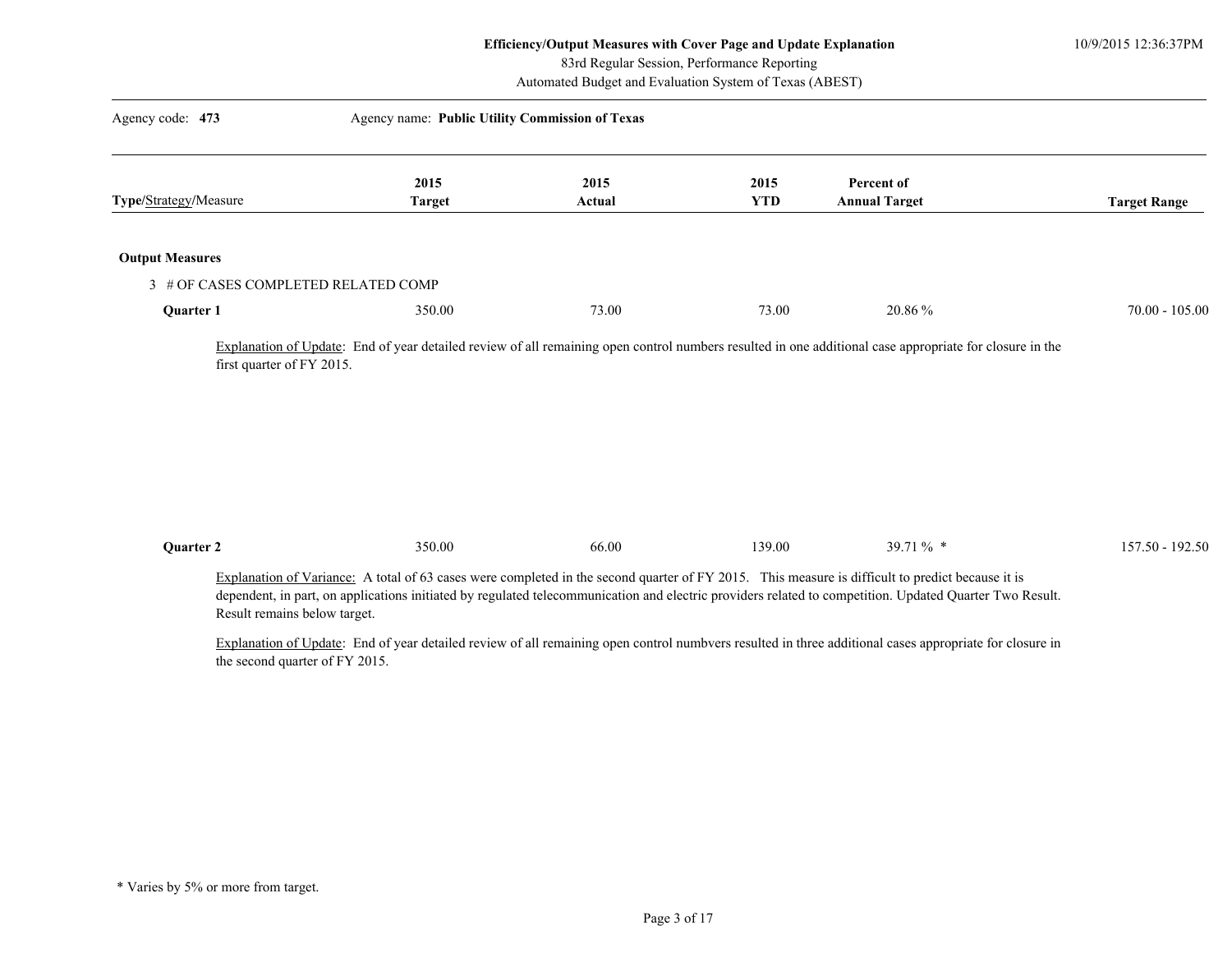Efficiency/Output Measures with Cover Page and Update Explanation
83rd Regular Session, Performance Reporting
Automated Budget and Evaluation System of Texas (ABEST)

10/9/2015 12:36:37PM

Agency code: **473** Agency name: **Public Utility Commission of Texas**

| **Type**/Strategy/Measure | **2015 Target** | **2015 Actual** | **2015 YTD** | **Percent of Annual Target** | **Target Range** |
|---|---|---|---|---|---|
| **Output Measures** | | | | | |
| 3 # OF CASES COMPLETED RELATED COMP | | | | | |
| **Quarter 1** | 350.00 | 73.00 | 73.00 | 20.86 % | 70.00 - 105.00 |

Explanation of Update: End of year detailed review of all remaining open control numbers resulted in one additional case appropriate for closure in the first quarter of FY 2015.

| **Type**/Strategy/Measure | **2015 Target** | **2015 Actual** | **2015 YTD** | **Percent of Annual Target** | **Target Range** |
|---|---|---|---|---|---|
| **Quarter 2** | 350.00 | 66.00 | 139.00 | 39.71 % * | 157.50 - 192.50 |

Explanation of Variance: A total of 63 cases were completed in the second quarter of FY 2015. This measure is difficult to predict because it is dependent, in part, on applications initiated by regulated telecommunication and electric providers related to competition. Updated Quarter Two Result. Result remains below target.

Explanation of Update: End of year detailed review of all remaining open control numbvers resulted in three additional cases appropriate for closure in the second quarter of FY 2015.

* Varies by 5% or more from target.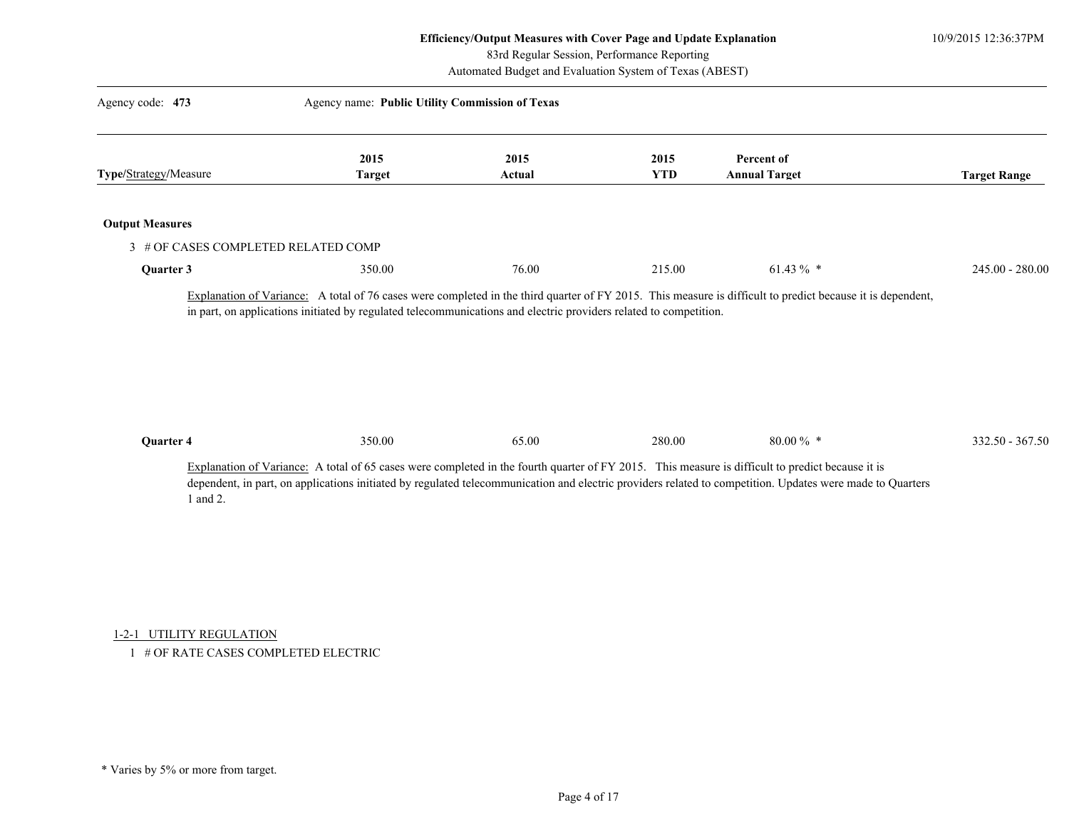**Efficiency/Output Measures with Cover Page and Update Explanation**
83rd Regular Session, Performance Reporting
Automated Budget and Evaluation System of Texas (ABEST)

Agency code: **473** Agency name: **Public Utility Commission of Texas**

| Type/Strategy/Measure | 2015 Target | 2015 Actual | 2015 YTD | Percent of Annual Target | Target Range |
|---|---|---|---|---|---|
| **Output Measures** | | | | | |
| 3 # OF CASES COMPLETED RELATED COMP | | | | | |
| **Quarter 3** | 350.00 | 76.00 | 215.00 | 61.43 % * | 245.00 - 280.00 |

Explanation of Variance: A total of 76 cases were completed in the third quarter of FY 2015. This measure is difficult to predict because it is dependent, in part, on applications initiated by regulated telecommunications and electric providers related to competition.

| Type/Strategy/Measure | 2015 Target | 2015 Actual | 2015 YTD | Percent of Annual Target | Target Range |
|---|---|---|---|---|---|
| **Quarter 4** | 350.00 | 65.00 | 280.00 | 80.00 % * | 332.50 - 367.50 |

Explanation of Variance: A total of 65 cases were completed in the fourth quarter of FY 2015. This measure is difficult to predict because it is dependent, in part, on applications initiated by regulated telecommunication and electric providers related to competition. Updates were made to Quarters 1 and 2.

1-2-1 UTILITY REGULATION

1 # OF RATE CASES COMPLETED ELECTRIC

* Varies by 5% or more from target.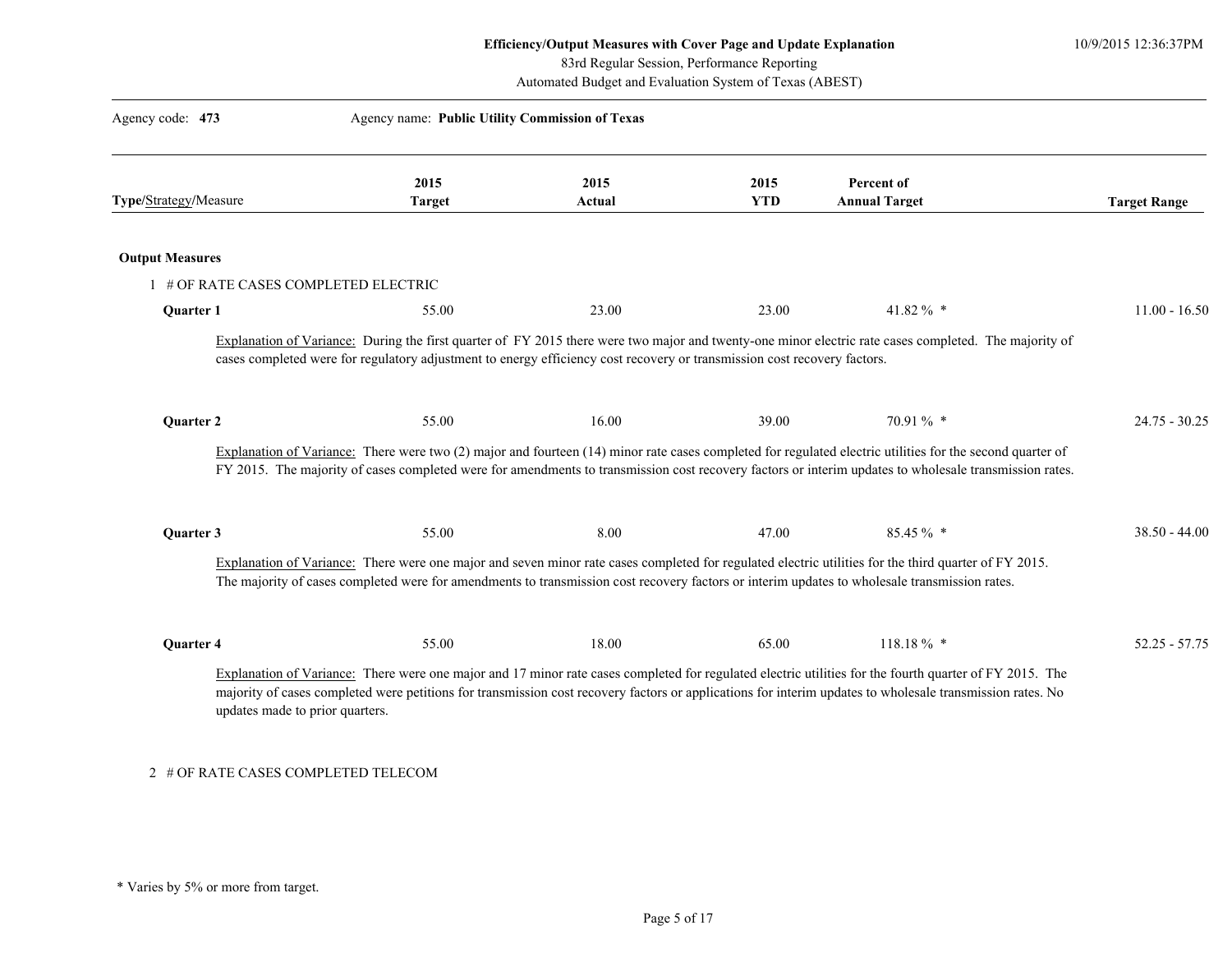**Efficiency/Output Measures with Cover Page and Update Explanation**
83rd Regular Session, Performance Reporting
Automated Budget and Evaluation System of Texas (ABEST)

10/9/2015 12:36:37PM

Agency code: **473** Agency name: **Public Utility Commission of Texas**

| **Type**/Strategy/Measure | 2015 Target | 2015 Actual | 2015 YTD | Percent of Annual Target | Target Range |
|---|---|---|---|---|---|

**Output Measures**

1 # OF RATE CASES COMPLETED ELECTRIC

| | 2015 Target | 2015 Actual | 2015 YTD | Percent of Annual Target | Target Range |
|---|---|---|---|---|---|
| **Quarter 1** | 55.00 | 23.00 | 23.00 | 41.82 % * | 11.00 - 16.50 |

Explanation of Variance: During the first quarter of FY 2015 there were two major and twenty-one minor electric rate cases completed. The majority of cases completed were for regulatory adjustment to energy efficiency cost recovery or transmission cost recovery factors.

| | 2015 Target | 2015 Actual | 2015 YTD | Percent of Annual Target | Target Range |
|---|---|---|---|---|---|
| **Quarter 2** | 55.00 | 16.00 | 39.00 | 70.91 % * | 24.75 - 30.25 |

Explanation of Variance: There were two (2) major and fourteen (14) minor rate cases completed for regulated electric utilities for the second quarter of FY 2015. The majority of cases completed were for amendments to transmission cost recovery factors or interim updates to wholesale transmission rates.

| | 2015 Target | 2015 Actual | 2015 YTD | Percent of Annual Target | Target Range |
|---|---|---|---|---|---|
| **Quarter 3** | 55.00 | 8.00 | 47.00 | 85.45 % * | 38.50 - 44.00 |

Explanation of Variance: There were one major and seven minor rate cases completed for regulated electric utilities for the third quarter of FY 2015. The majority of cases completed were for amendments to transmission cost recovery factors or interim updates to wholesale transmission rates.

| | 2015 Target | 2015 Actual | 2015 YTD | Percent of Annual Target | Target Range |
|---|---|---|---|---|---|
| **Quarter 4** | 55.00 | 18.00 | 65.00 | 118.18 % * | 52.25 - 57.75 |

Explanation of Variance: There were one major and 17 minor rate cases completed for regulated electric utilities for the fourth quarter of FY 2015. The majority of cases completed were petitions for transmission cost recovery factors or applications for interim updates to wholesale transmission rates. No updates made to prior quarters.

2 # OF RATE CASES COMPLETED TELECOM

\* Varies by 5% or more from target.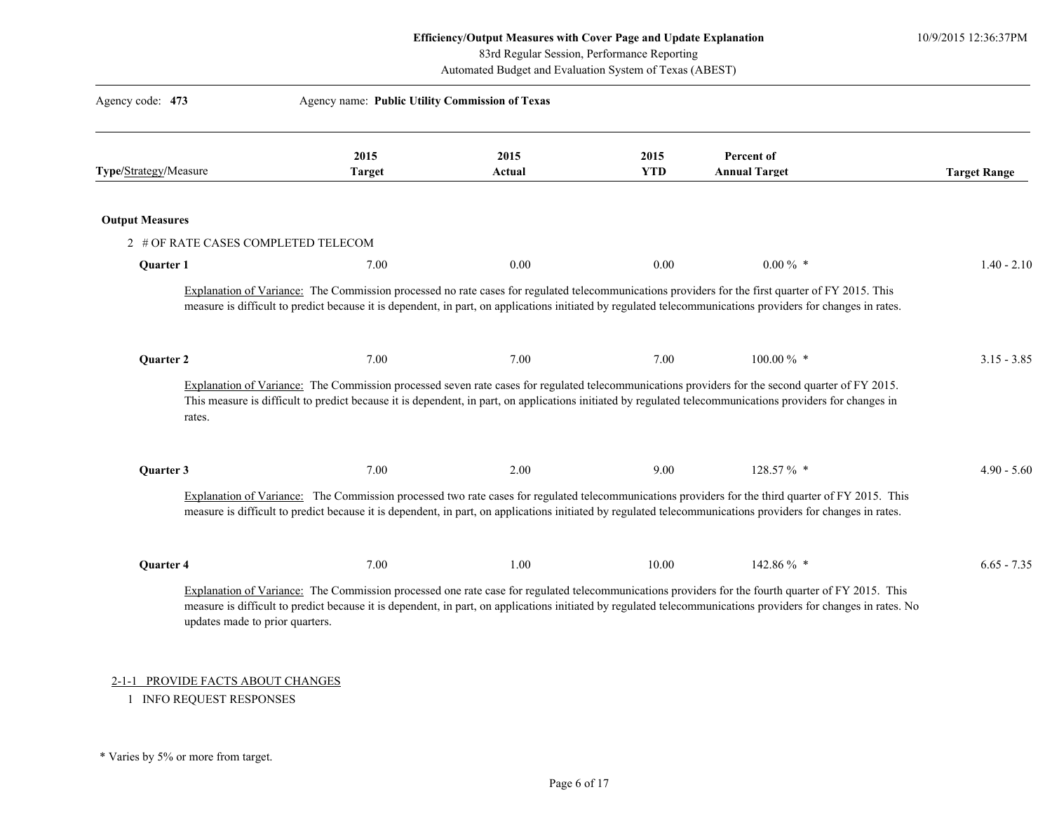**Efficiency/Output Measures with Cover Page and Update Explanation**
83rd Regular Session, Performance Reporting
Automated Budget and Evaluation System of Texas (ABEST)

10/9/2015 12:36:37PM

Agency code: **473** Agency name: **Public Utility Commission of Texas**

| **Type**/Strategy/Measure | 2015 Target | 2015 Actual | 2015 YTD | Percent of Annual Target | Target Range |
|---|---|---|---|---|---|
| **Output Measures** | | | | | |
| 2 # OF RATE CASES COMPLETED TELECOM | | | | | |
| **Quarter 1** | 7.00 | 0.00 | 0.00 | 0.00 % * | 1.40 - 2.10 |

Explanation of Variance: The Commission processed no rate cases for regulated telecommunications providers for the first quarter of FY 2015. This measure is difficult to predict because it is dependent, in part, on applications initiated by regulated telecommunications providers for changes in rates.

| **Type**/Strategy/Measure | 2015 Target | 2015 Actual | 2015 YTD | Percent of Annual Target | Target Range |
|---|---|---|---|---|---|
| **Quarter 2** | 7.00 | 7.00 | 7.00 | 100.00 % * | 3.15 - 3.85 |

Explanation of Variance: The Commission processed seven rate cases for regulated telecommunications providers for the second quarter of FY 2015. This measure is difficult to predict because it is dependent, in part, on applications initiated by regulated telecommunications providers for changes in rates.

| **Type**/Strategy/Measure | 2015 Target | 2015 Actual | 2015 YTD | Percent of Annual Target | Target Range |
|---|---|---|---|---|---|
| **Quarter 3** | 7.00 | 2.00 | 9.00 | 128.57 % * | 4.90 - 5.60 |

Explanation of Variance: The Commission processed two rate cases for regulated telecommunications providers for the third quarter of FY 2015. This measure is difficult to predict because it is dependent, in part, on applications initiated by regulated telecommunications providers for changes in rates.

| **Type**/Strategy/Measure | 2015 Target | 2015 Actual | 2015 YTD | Percent of Annual Target | Target Range |
|---|---|---|---|---|---|
| **Quarter 4** | 7.00 | 1.00 | 10.00 | 142.86 % * | 6.65 - 7.35 |

Explanation of Variance: The Commission processed one rate case for regulated telecommunications providers for the fourth quarter of FY 2015. This measure is difficult to predict because it is dependent, in part, on applications initiated by regulated telecommunications providers for changes in rates. No updates made to prior quarters.

2-1-1 PROVIDE FACTS ABOUT CHANGES

1 INFO REQUEST RESPONSES

\* Varies by 5% or more from target.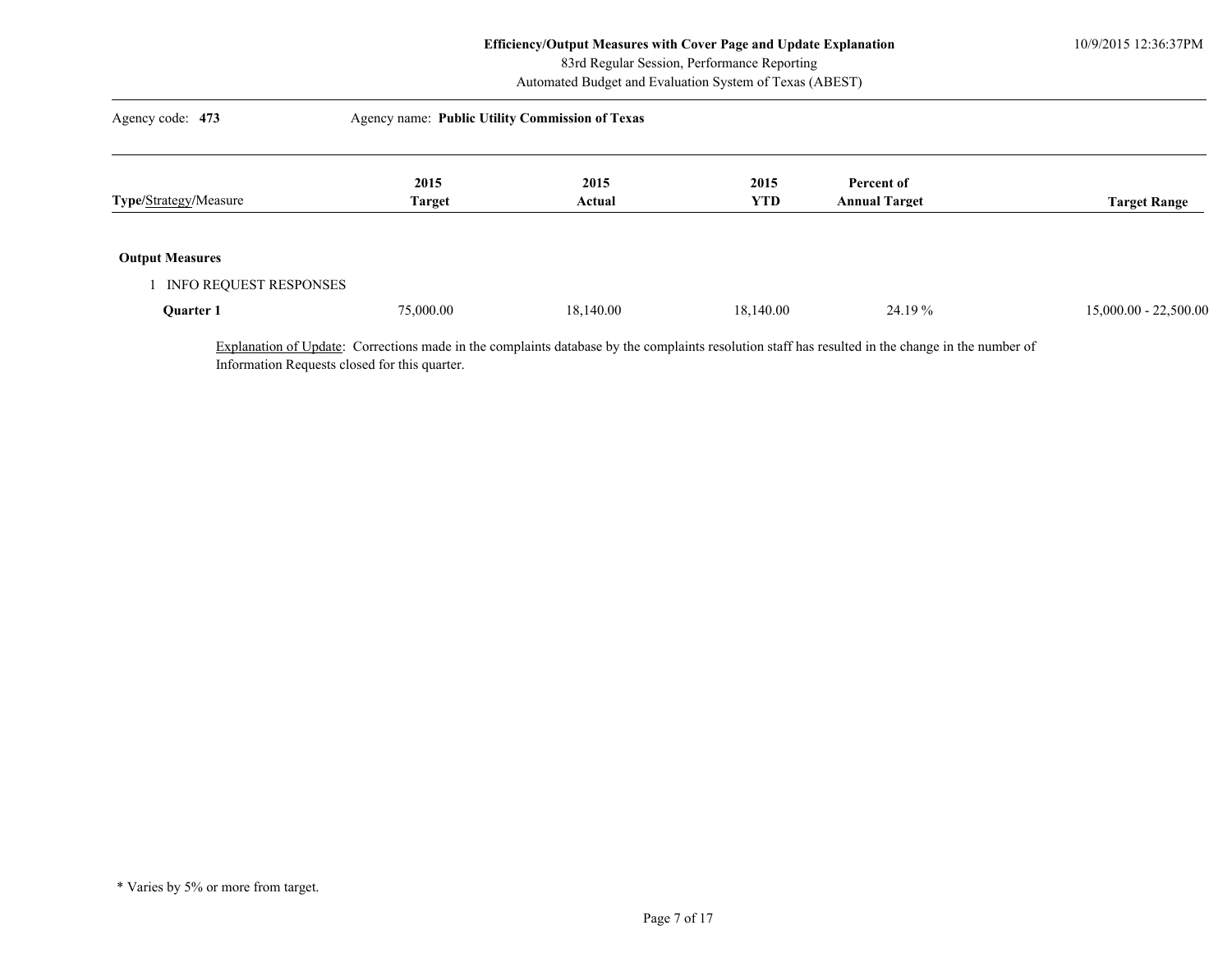**Efficiency/Output Measures with Cover Page and Update Explanation**
83rd Regular Session, Performance Reporting
Automated Budget and Evaluation System of Texas (ABEST)

10/9/2015 12:36:37PM

Agency code: **473** Agency name: **Public Utility Commission of Texas**

| **Type**/Strategy/Measure | **2015 Target** | **2015 Actual** | **2015 YTD** | **Percent of Annual Target** | **Target Range** |
|---|---|---|---|---|---|
| **Output Measures** | | | | | |
| 1 INFO REQUEST RESPONSES | | | | | |
| **Quarter 1** | 75,000.00 | 18,140.00 | 18,140.00 | 24.19 % | 15,000.00 - 22,500.00 |

Explanation of Update: Corrections made in the complaints database by the complaints resolution staff has resulted in the change in the number of Information Requests closed for this quarter.

\* Varies by 5% or more from target.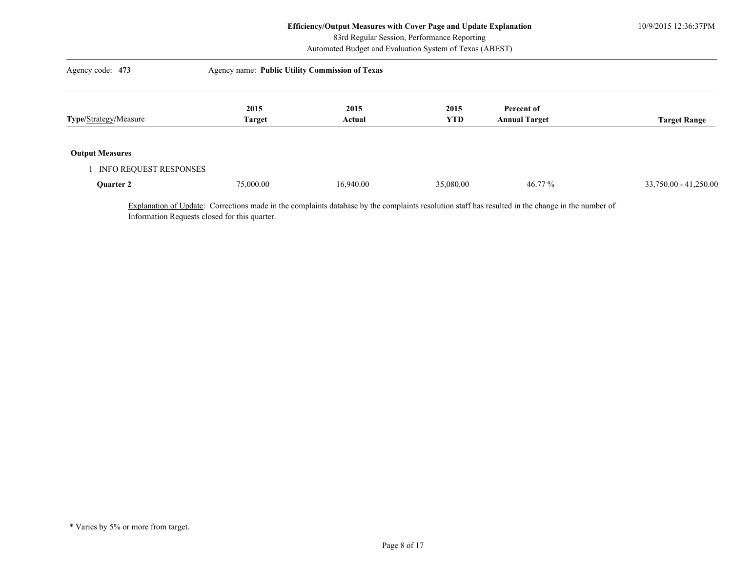**Efficiency/Output Measures with Cover Page and Update Explanation**
83rd Regular Session, Performance Reporting
Automated Budget and Evaluation System of Texas (ABEST)

10/9/2015 12:36:37PM

Agency code: **473** Agency name: **Public Utility Commission of Texas**

| **Type**/Strategy/Measure | **2015 Target** | **2015 Actual** | **2015 YTD** | **Percent of Annual Target** | **Target Range** |
|---|---|---|---|---|---|
| **Output Measures** | | | | | |
| 1 INFO REQUEST RESPONSES | | | | | |
| **Quarter 2** | 75,000.00 | 16,940.00 | 35,080.00 | 46.77 % | 33,750.00 - 41,250.00 |

Explanation of Update: Corrections made in the complaints database by the complaints resolution staff has resulted in the change in the number of Information Requests closed for this quarter.

\* Varies by 5% or more from target.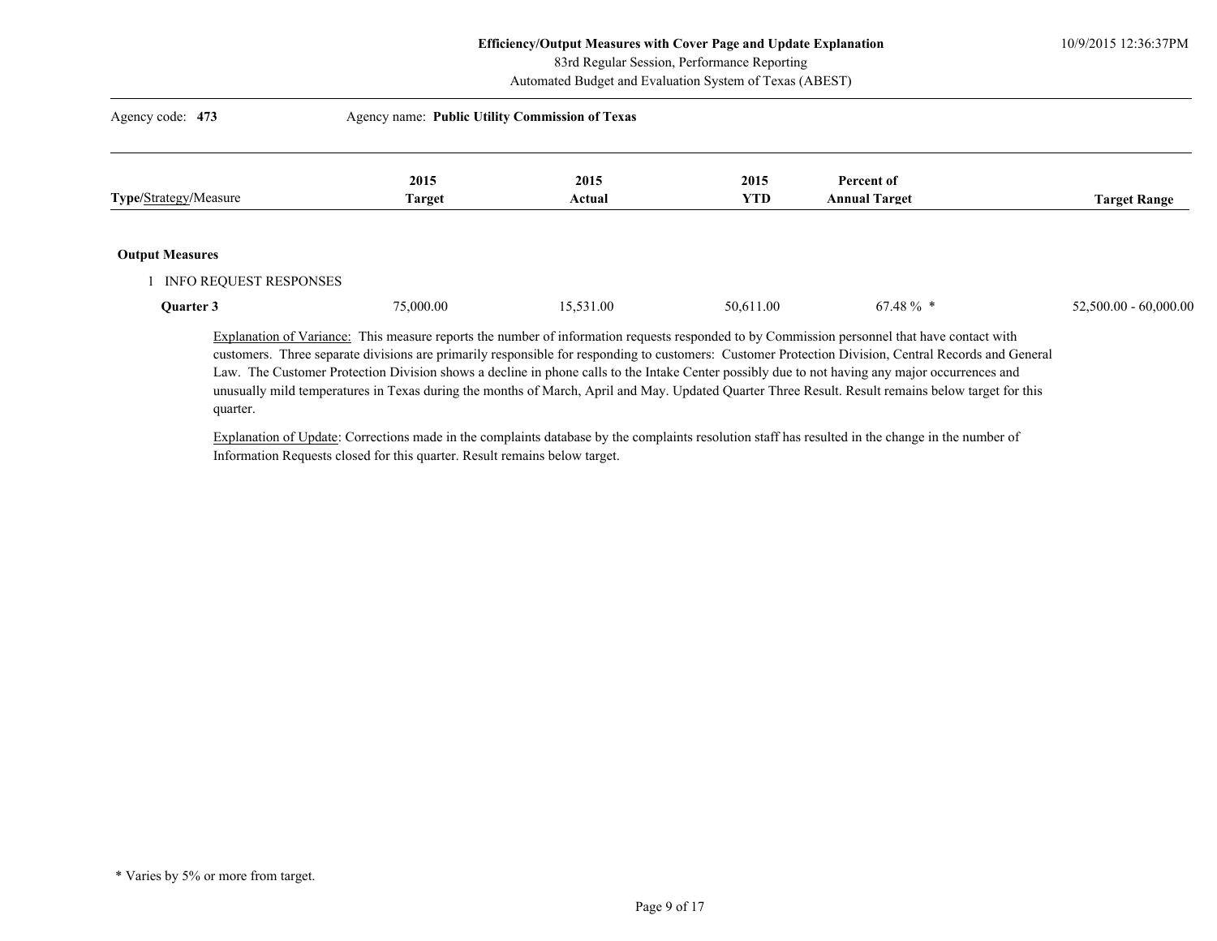**Efficiency/Output Measures with Cover Page and Update Explanation**
83rd Regular Session, Performance Reporting
Automated Budget and Evaluation System of Texas (ABEST)

10/9/2015 12:36:37PM

Agency code: **473** Agency name: **Public Utility Commission of Texas**

| Type/Strategy/Measure | 2015 Target | 2015 Actual | 2015 YTD | Percent of Annual Target | Target Range |
|---|---|---|---|---|---|
| **Output Measures** | | | | | |
| 1 INFO REQUEST RESPONSES | | | | | |
| **Quarter 3** | 75,000.00 | 15,531.00 | 50,611.00 | 67.48 % * | 52,500.00 - 60,000.00 |

Explanation of Variance: This measure reports the number of information requests responded to by Commission personnel that have contact with customers. Three separate divisions are primarily responsible for responding to customers: Customer Protection Division, Central Records and General Law. The Customer Protection Division shows a decline in phone calls to the Intake Center possibly due to not having any major occurrences and unusually mild temperatures in Texas during the months of March, April and May. Updated Quarter Three Result. Result remains below target for this quarter.

Explanation of Update: Corrections made in the complaints database by the complaints resolution staff has resulted in the change in the number of Information Requests closed for this quarter. Result remains below target.

* Varies by 5% or more from target.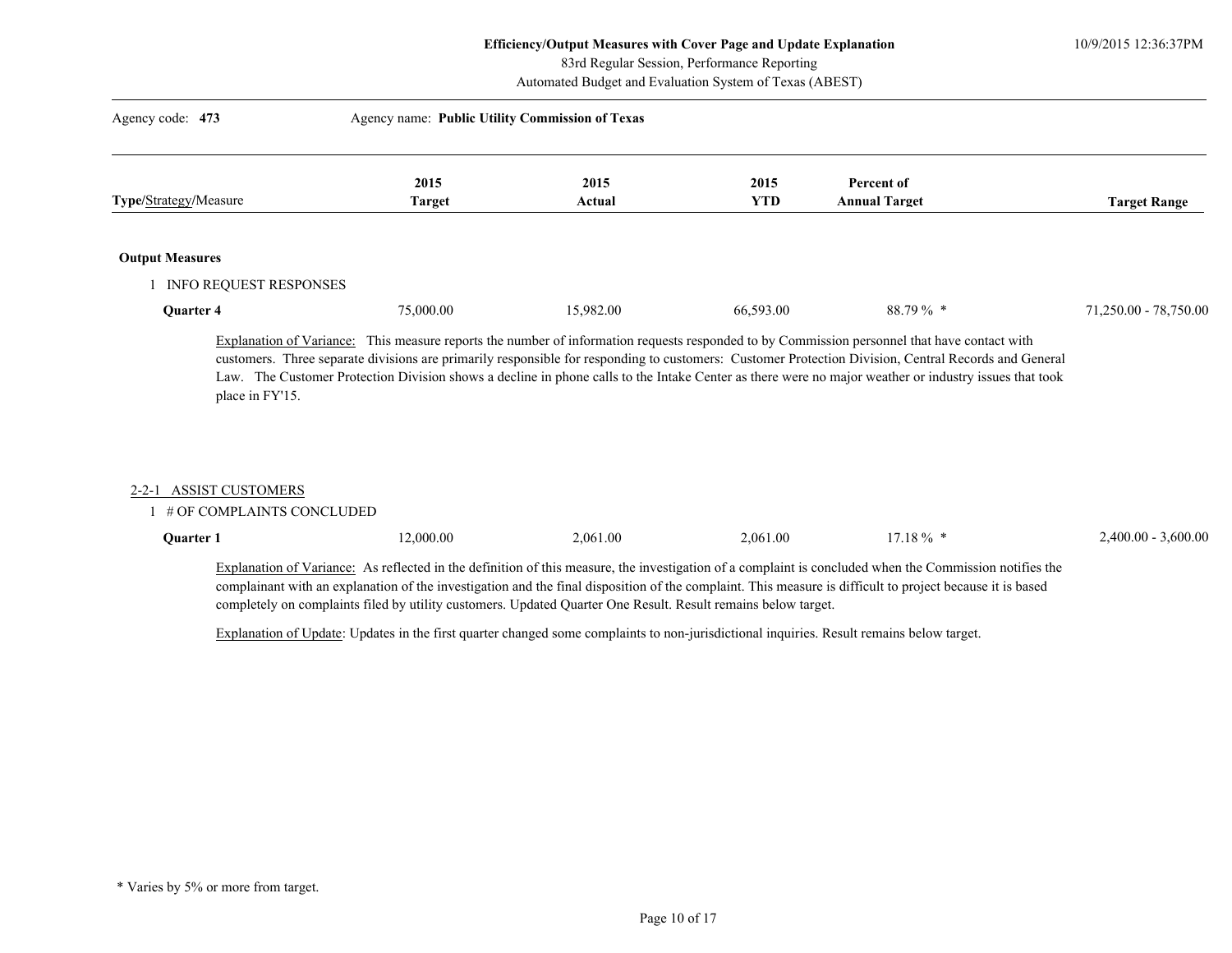**Efficiency/Output Measures with Cover Page and Update Explanation**
83rd Regular Session, Performance Reporting
Automated Budget and Evaluation System of Texas (ABEST)

10/9/2015 12:36:37PM

Agency code: **473** Agency name: **Public Utility Commission of Texas**

| Type/Strategy/Measure | 2015 Target | 2015 Actual | 2015 YTD | Percent of Annual Target | Target Range |
|---|---|---|---|---|---|
| **Output Measures** | | | | | |
| 1 INFO REQUEST RESPONSES | | | | | |
| **Quarter 4** | 75,000.00 | 15,982.00 | 66,593.00 | 88.79 % * | 71,250.00 - 78,750.00 |

Explanation of Variance: This measure reports the number of information requests responded to by Commission personnel that have contact with customers. Three separate divisions are primarily responsible for responding to customers: Customer Protection Division, Central Records and General Law. The Customer Protection Division shows a decline in phone calls to the Intake Center as there were no major weather or industry issues that took place in FY'15.

2-2-1 ASSIST CUSTOMERS

| Type/Strategy/Measure | 2015 Target | 2015 Actual | 2015 YTD | Percent of Annual Target | Target Range |
|---|---|---|---|---|---|
| 1 # OF COMPLAINTS CONCLUDED | | | | | |
| **Quarter 1** | 12,000.00 | 2,061.00 | 2,061.00 | 17.18 % * | 2,400.00 - 3,600.00 |

Explanation of Variance: As reflected in the definition of this measure, the investigation of a complaint is concluded when the Commission notifies the complainant with an explanation of the investigation and the final disposition of the complaint. This measure is difficult to project because it is based completely on complaints filed by utility customers. Updated Quarter One Result. Result remains below target.

Explanation of Update: Updates in the first quarter changed some complaints to non-jurisdictional inquiries. Result remains below target.

\* Varies by 5% or more from target.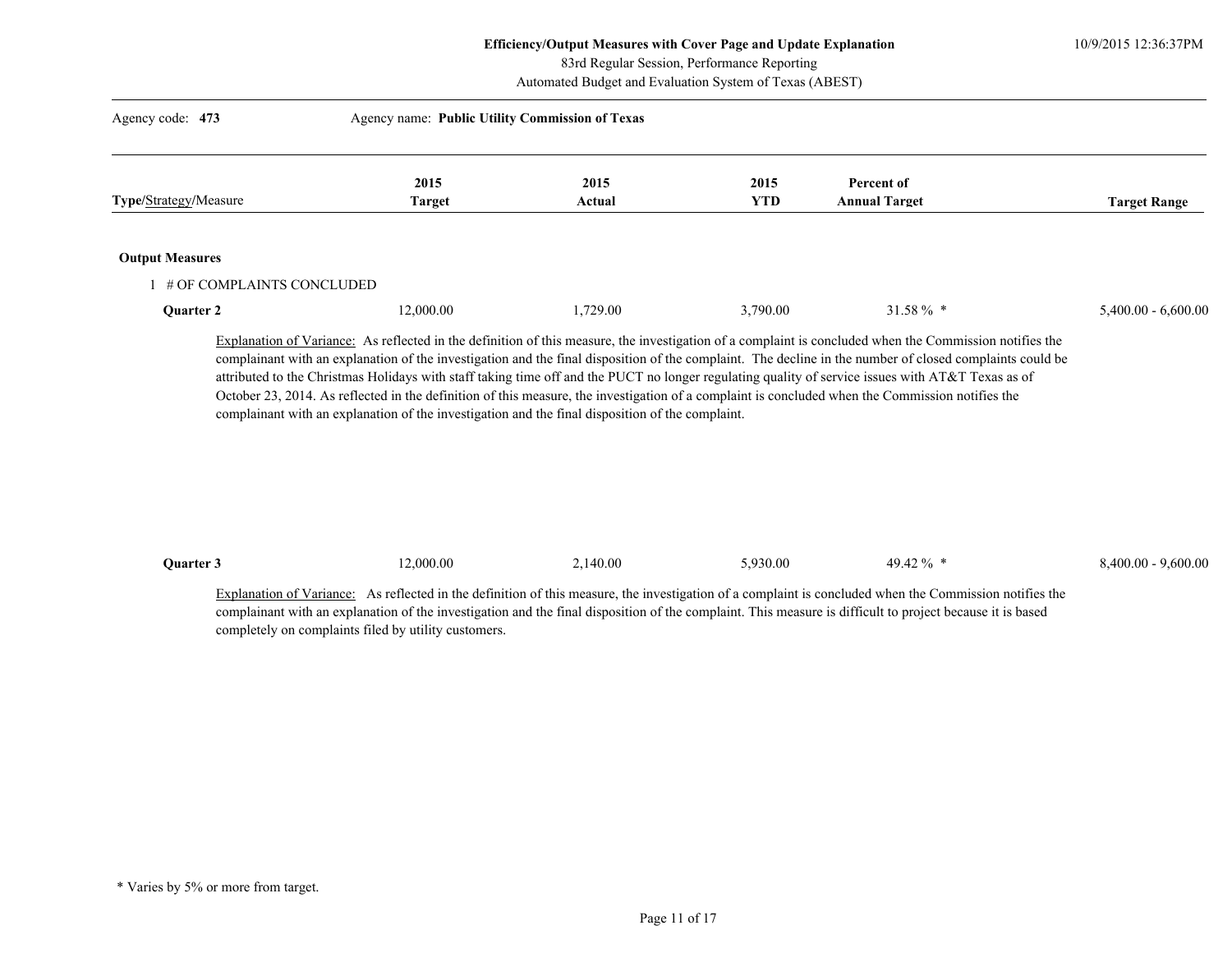**Efficiency/Output Measures with Cover Page and Update Explanation**
83rd Regular Session, Performance Reporting
Automated Budget and Evaluation System of Texas (ABEST)

Agency code: **473** Agency name: **Public Utility Commission of Texas**

| **Type**/Strategy/Measure | 2015 Target | 2015 Actual | 2015 YTD | Percent of Annual Target | Target Range |
|---|---|---|---|---|---|
| **Output Measures** | | | | | |
| 1 # OF COMPLAINTS CONCLUDED | | | | | |
| **Quarter 2** | 12,000.00 | 1,729.00 | 3,790.00 | 31.58 % * | 5,400.00 - 6,600.00 |

Explanation of Variance: As reflected in the definition of this measure, the investigation of a complaint is concluded when the Commission notifies the complainant with an explanation of the investigation and the final disposition of the complaint. The decline in the number of closed complaints could be attributed to the Christmas Holidays with staff taking time off and the PUCT no longer regulating quality of service issues with AT&T Texas as of October 23, 2014. As reflected in the definition of this measure, the investigation of a complaint is concluded when the Commission notifies the complainant with an explanation of the investigation and the final disposition of the complaint.

| **Type**/Strategy/Measure | 2015 Target | 2015 Actual | 2015 YTD | Percent of Annual Target | Target Range |
|---|---|---|---|---|---|
| **Quarter 3** | 12,000.00 | 2,140.00 | 5,930.00 | 49.42 % * | 8,400.00 - 9,600.00 |

Explanation of Variance: As reflected in the definition of this measure, the investigation of a complaint is concluded when the Commission notifies the complainant with an explanation of the investigation and the final disposition of the complaint. This measure is difficult to project because it is based completely on complaints filed by utility customers.

* Varies by 5% or more from target.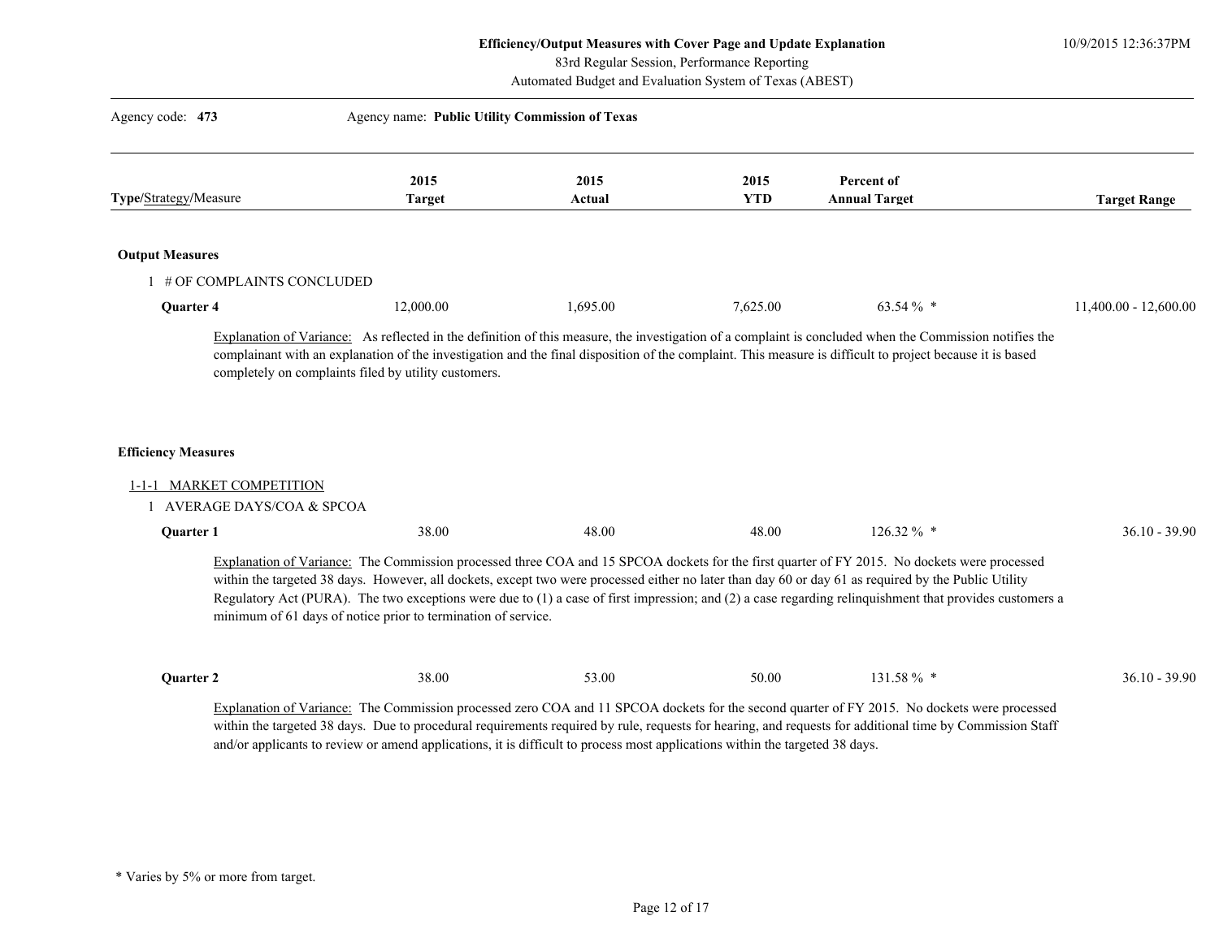**Efficiency/Output Measures with Cover Page and Update Explanation**
83rd Regular Session, Performance Reporting
Automated Budget and Evaluation System of Texas (ABEST)

Agency code: **473** Agency name: **Public Utility Commission of Texas**

| **Type**/Strategy/Measure | **2015 Target** | **2015 Actual** | **2015 YTD** | **Percent of Annual Target** | **Target Range** |
|---|---|---|---|---|---|

**Output Measures**

1 # OF COMPLAINTS CONCLUDED

| | | | | | |
|---|---|---|---|---|---|
| **Quarter 4** | 12,000.00 | 1,695.00 | 7,625.00 | 63.54 % * | 11,400.00 - 12,600.00 |

Explanation of Variance: As reflected in the definition of this measure, the investigation of a complaint is concluded when the Commission notifies the complainant with an explanation of the investigation and the final disposition of the complaint. This measure is difficult to project because it is based completely on complaints filed by utility customers.

**Efficiency Measures**

1-1-1 MARKET COMPETITION

1 AVERAGE DAYS/COA & SPCOA

| | | | | | |
|---|---|---|---|---|---|
| **Quarter 1** | 38.00 | 48.00 | 48.00 | 126.32 % * | 36.10 - 39.90 |

Explanation of Variance: The Commission processed three COA and 15 SPCOA dockets for the first quarter of FY 2015. No dockets were processed within the targeted 38 days. However, all dockets, except two were processed either no later than day 60 or day 61 as required by the Public Utility Regulatory Act (PURA). The two exceptions were due to (1) a case of first impression; and (2) a case regarding relinquishment that provides customers a minimum of 61 days of notice prior to termination of service.

| | | | | | |
|---|---|---|---|---|---|
| **Quarter 2** | 38.00 | 53.00 | 50.00 | 131.58 % * | 36.10 - 39.90 |

Explanation of Variance: The Commission processed zero COA and 11 SPCOA dockets for the second quarter of FY 2015. No dockets were processed within the targeted 38 days. Due to procedural requirements required by rule, requests for hearing, and requests for additional time by Commission Staff and/or applicants to review or amend applications, it is difficult to process most applications within the targeted 38 days.

* Varies by 5% or more from target.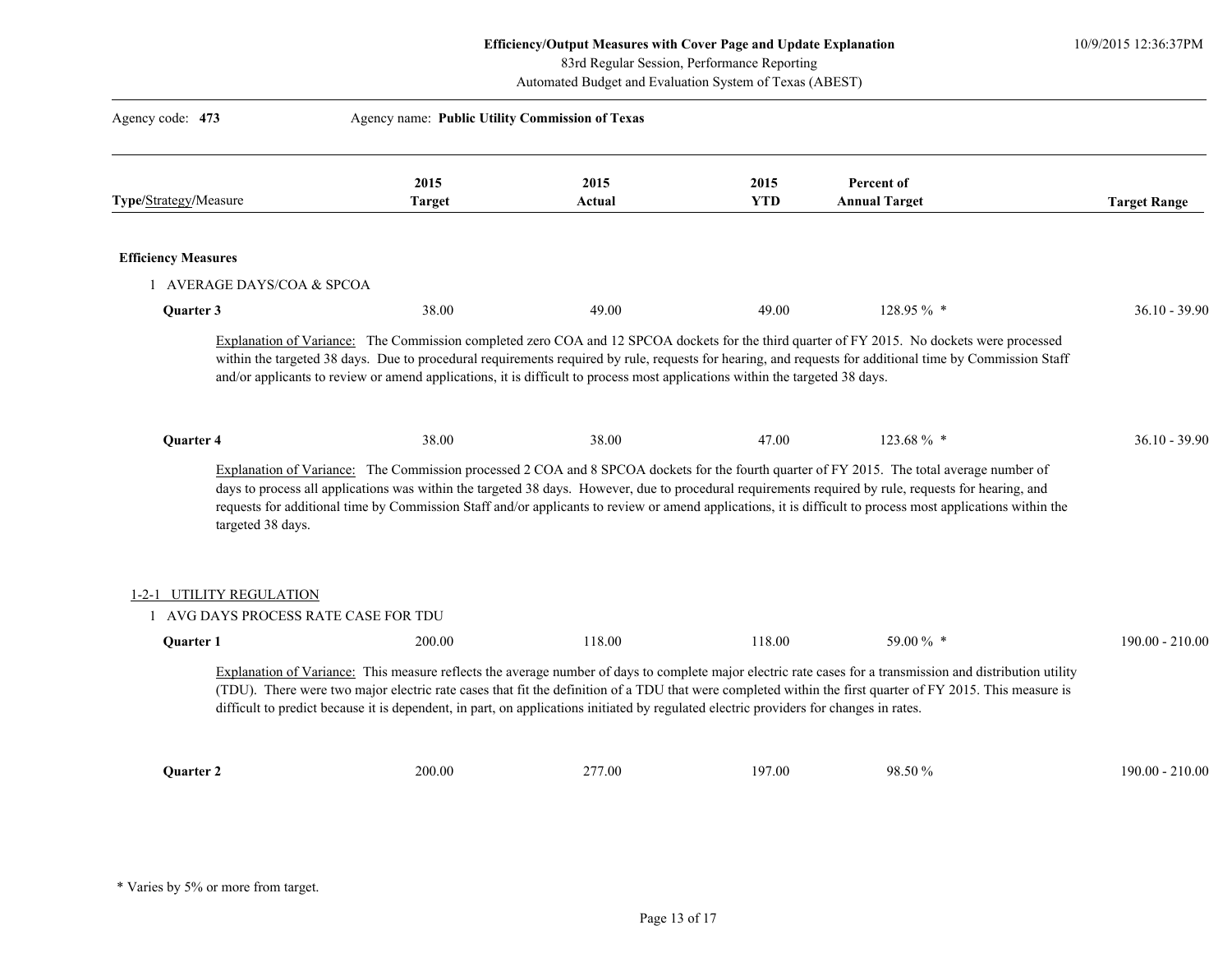**Efficiency/Output Measures with Cover Page and Update Explanation**
83rd Regular Session, Performance Reporting
Automated Budget and Evaluation System of Texas (ABEST)

Agency code: **473** Agency name: **Public Utility Commission of Texas**

| **Type**/Strategy/Measure | 2015 Target | 2015 Actual | 2015 YTD | Percent of Annual Target | Target Range |
|---|---|---|---|---|---|
| **Efficiency Measures** | | | | | |
| 1 AVERAGE DAYS/COA & SPCOA | | | | | |
| **Quarter 3** | 38.00 | 49.00 | 49.00 | 128.95 % * | 36.10 - 39.90 |

Explanation of Variance: The Commission completed zero COA and 12 SPCOA dockets for the third quarter of FY 2015. No dockets were processed within the targeted 38 days. Due to procedural requirements required by rule, requests for hearing, and requests for additional time by Commission Staff and/or applicants to review or amend applications, it is difficult to process most applications within the targeted 38 days.

| **Type**/Strategy/Measure | 2015 Target | 2015 Actual | 2015 YTD | Percent of Annual Target | Target Range |
|---|---|---|---|---|---|
| **Quarter 4** | 38.00 | 38.00 | 47.00 | 123.68 % * | 36.10 - 39.90 |

Explanation of Variance: The Commission processed 2 COA and 8 SPCOA dockets for the fourth quarter of FY 2015. The total average number of days to process all applications was within the targeted 38 days. However, due to procedural requirements required by rule, requests for hearing, and requests for additional time by Commission Staff and/or applicants to review or amend applications, it is difficult to process most applications within the targeted 38 days.

1-2-1 UTILITY REGULATION

| **Type**/Strategy/Measure | 2015 Target | 2015 Actual | 2015 YTD | Percent of Annual Target | Target Range |
|---|---|---|---|---|---|
| 1 AVG DAYS PROCESS RATE CASE FOR TDU | | | | | |
| **Quarter 1** | 200.00 | 118.00 | 118.00 | 59.00 % * | 190.00 - 210.00 |

Explanation of Variance: This measure reflects the average number of days to complete major electric rate cases for a transmission and distribution utility (TDU). There were two major electric rate cases that fit the definition of a TDU that were completed within the first quarter of FY 2015. This measure is difficult to predict because it is dependent, in part, on applications initiated by regulated electric providers for changes in rates.

| **Type**/Strategy/Measure | 2015 Target | 2015 Actual | 2015 YTD | Percent of Annual Target | Target Range |
|---|---|---|---|---|---|
| **Quarter 2** | 200.00 | 277.00 | 197.00 | 98.50 % | 190.00 - 210.00 |

\* Varies by 5% or more from target.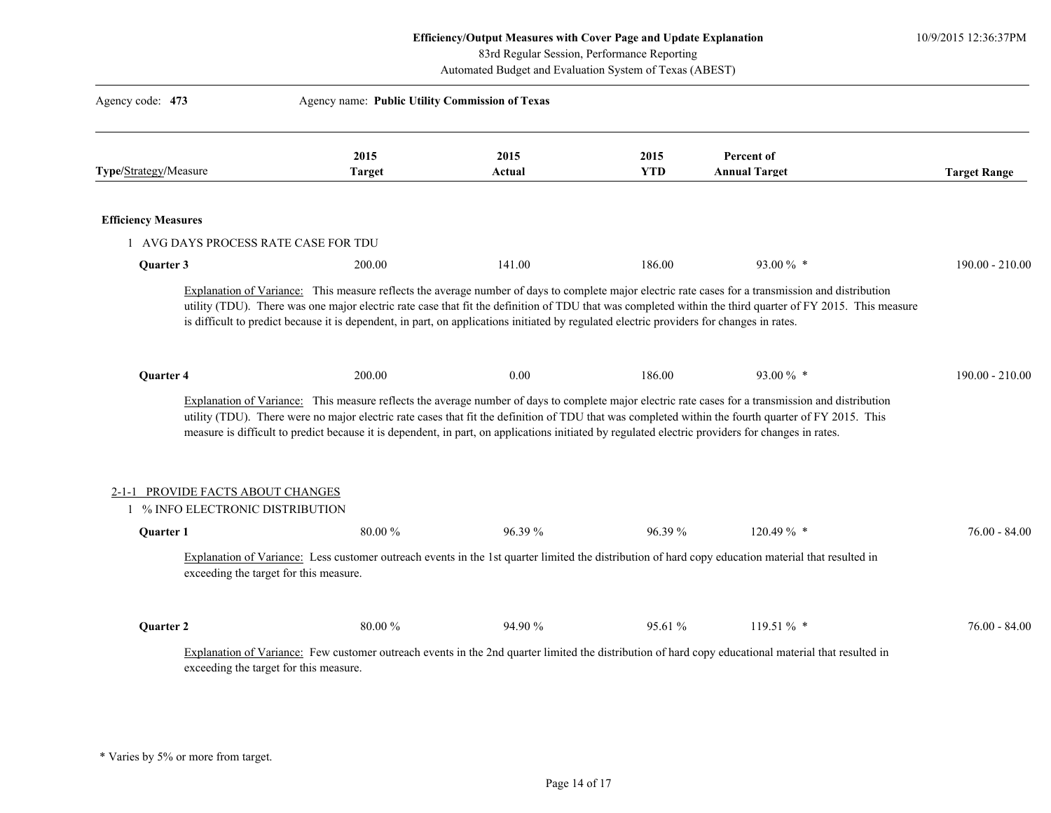**Efficiency/Output Measures with Cover Page and Update Explanation**
83rd Regular Session, Performance Reporting
Automated Budget and Evaluation System of Texas (ABEST)

10/9/2015 12:36:37PM

Agency code: **473** Agency name: **Public Utility Commission of Texas**

| **Type**/Strategy/Measure | **2015 Target** | **2015 Actual** | **2015 YTD** | **Percent of Annual Target** | **Target Range** |
|---|---|---|---|---|---|

**Efficiency Measures**

1 AVG DAYS PROCESS RATE CASE FOR TDU

| | 2015 Target | 2015 Actual | 2015 YTD | Percent of Annual Target | Target Range |
|---|---|---|---|---|---|
| **Quarter 3** | 200.00 | 141.00 | 186.00 | 93.00 % * | 190.00 - 210.00 |

Explanation of Variance: This measure reflects the average number of days to complete major electric rate cases for a transmission and distribution utility (TDU). There was one major electric rate case that fit the definition of TDU that was completed within the third quarter of FY 2015. This measure is difficult to predict because it is dependent, in part, on applications initiated by regulated electric providers for changes in rates.

| | 2015 Target | 2015 Actual | 2015 YTD | Percent of Annual Target | Target Range |
|---|---|---|---|---|---|
| **Quarter 4** | 200.00 | 0.00 | 186.00 | 93.00 % * | 190.00 - 210.00 |

Explanation of Variance: This measure reflects the average number of days to complete major electric rate cases for a transmission and distribution utility (TDU). There were no major electric rate cases that fit the definition of TDU that was completed within the fourth quarter of FY 2015. This measure is difficult to predict because it is dependent, in part, on applications initiated by regulated electric providers for changes in rates.

2-1-1 PROVIDE FACTS ABOUT CHANGES

1 % INFO ELECTRONIC DISTRIBUTION

| | 2015 Target | 2015 Actual | 2015 YTD | Percent of Annual Target | Target Range |
|---|---|---|---|---|---|
| **Quarter 1** | 80.00 % | 96.39 % | 96.39 % | 120.49 % * | 76.00 - 84.00 |

Explanation of Variance: Less customer outreach events in the 1st quarter limited the distribution of hard copy education material that resulted in exceeding the target for this measure.

| | 2015 Target | 2015 Actual | 2015 YTD | Percent of Annual Target | Target Range |
|---|---|---|---|---|---|
| **Quarter 2** | 80.00 % | 94.90 % | 95.61 % | 119.51 % * | 76.00 - 84.00 |

Explanation of Variance: Few customer outreach events in the 2nd quarter limited the distribution of hard copy educational material that resulted in exceeding the target for this measure.

* Varies by 5% or more from target.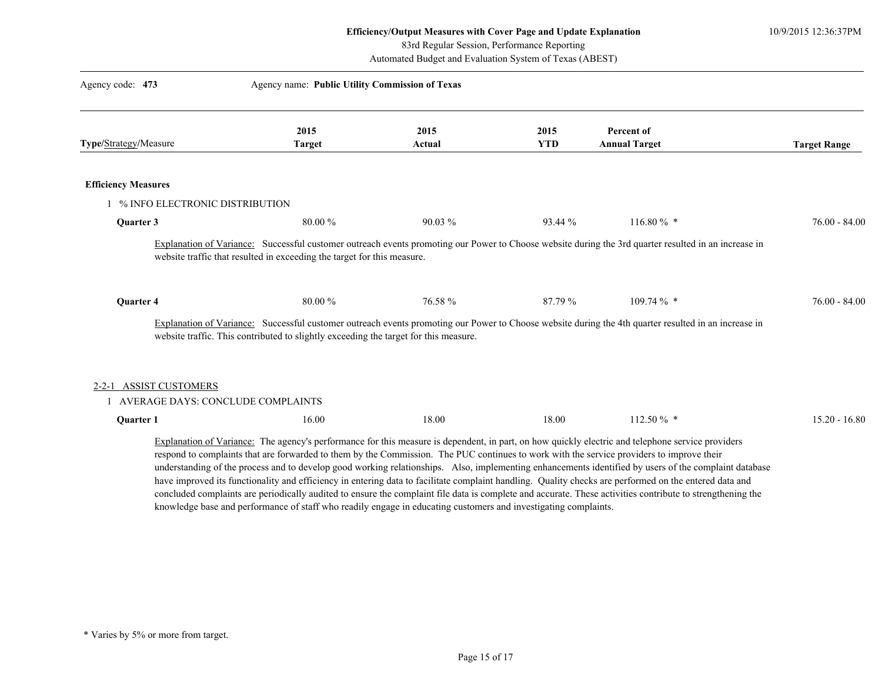**Efficiency/Output Measures with Cover Page and Update Explanation**
83rd Regular Session, Performance Reporting
Automated Budget and Evaluation System of Texas (ABEST)

Agency code: **473** Agency name: **Public Utility Commission of Texas**

| Type/Strategy/Measure | 2015 Target | 2015 Actual | 2015 YTD | Percent of Annual Target | Target Range |
|---|---|---|---|---|---|
| **Efficiency Measures** | | | | | |
| 1 % INFO ELECTRONIC DISTRIBUTION | | | | | |
| **Quarter 3** | 80.00 % | 90.03 % | 93.44 % | 116.80 % * | 76.00 - 84.00 |

Explanation of Variance: Successful customer outreach events promoting our Power to Choose website during the 3rd quarter resulted in an increase in website traffic that resulted in exceeding the target for this measure.

| Type/Strategy/Measure | 2015 Target | 2015 Actual | 2015 YTD | Percent of Annual Target | Target Range |
|---|---|---|---|---|---|
| **Quarter 4** | 80.00 % | 76.58 % | 87.79 % | 109.74 % * | 76.00 - 84.00 |

Explanation of Variance: Successful customer outreach events promoting our Power to Choose website during the 4th quarter resulted in an increase in website traffic. This contributed to slightly exceeding the target for this measure.

2-2-1 ASSIST CUSTOMERS

| Type/Strategy/Measure | 2015 Target | 2015 Actual | 2015 YTD | Percent of Annual Target | Target Range |
|---|---|---|---|---|---|
| 1 AVERAGE DAYS: CONCLUDE COMPLAINTS | | | | | |
| **Quarter 1** | 16.00 | 18.00 | 18.00 | 112.50 % * | 15.20 - 16.80 |

Explanation of Variance: The agency's performance for this measure is dependent, in part, on how quickly electric and telephone service providers respond to complaints that are forwarded to them by the Commission. The PUC continues to work with the service providers to improve their understanding of the process and to develop good working relationships. Also, implementing enhancements identified by users of the complaint database have improved its functionality and efficiency in entering data to facilitate complaint handling. Quality checks are performed on the entered data and concluded complaints are periodically audited to ensure the complaint file data is complete and accurate. These activities contribute to strengthening the knowledge base and performance of staff who readily engage in educating customers and investigating complaints.

* Varies by 5% or more from target.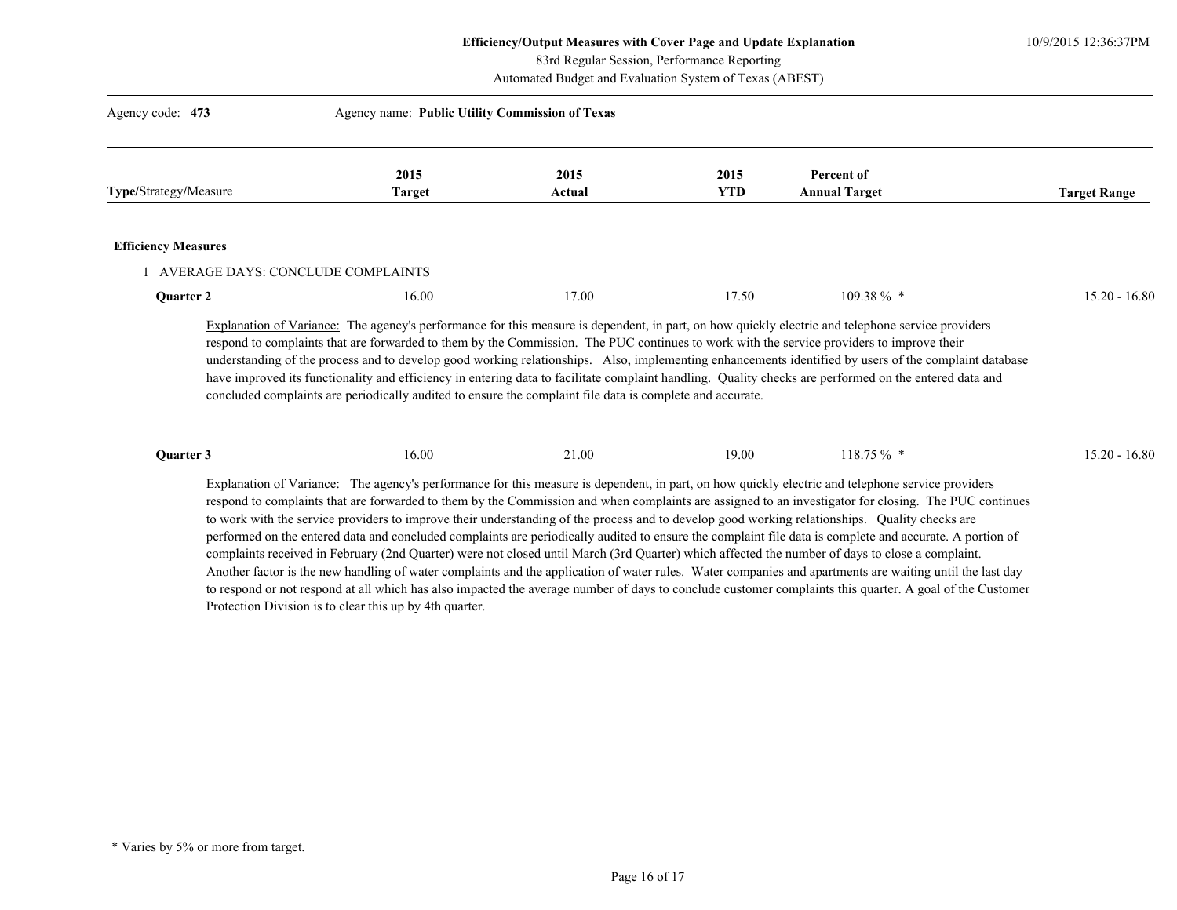**Efficiency/Output Measures with Cover Page and Update Explanation**
83rd Regular Session, Performance Reporting
Automated Budget and Evaluation System of Texas (ABEST)

10/9/2015 12:36:37PM

Agency code: **473** Agency name: **Public Utility Commission of Texas**

| **Type**/Strategy/Measure | 2015 Target | 2015 Actual | 2015 YTD | Percent of Annual Target | Target Range |
|---|---|---|---|---|---|
| **Efficiency Measures** | | | | | |
| 1 AVERAGE DAYS: CONCLUDE COMPLAINTS | | | | | |
| **Quarter 2** | 16.00 | 17.00 | 17.50 | 109.38 % * | 15.20 - 16.80 |

Explanation of Variance: The agency's performance for this measure is dependent, in part, on how quickly electric and telephone service providers respond to complaints that are forwarded to them by the Commission. The PUC continues to work with the service providers to improve their understanding of the process and to develop good working relationships. Also, implementing enhancements identified by users of the complaint database have improved its functionality and efficiency in entering data to facilitate complaint handling. Quality checks are performed on the entered data and concluded complaints are periodically audited to ensure the complaint file data is complete and accurate.

| **Type**/Strategy/Measure | 2015 Target | 2015 Actual | 2015 YTD | Percent of Annual Target | Target Range |
|---|---|---|---|---|---|
| **Quarter 3** | 16.00 | 21.00 | 19.00 | 118.75 % * | 15.20 - 16.80 |

Explanation of Variance: The agency's performance for this measure is dependent, in part, on how quickly electric and telephone service providers respond to complaints that are forwarded to them by the Commission and when complaints are assigned to an investigator for closing. The PUC continues to work with the service providers to improve their understanding of the process and to develop good working relationships. Quality checks are performed on the entered data and concluded complaints are periodically audited to ensure the complaint file data is complete and accurate. A portion of complaints received in February (2nd Quarter) were not closed until March (3rd Quarter) which affected the number of days to close a complaint. Another factor is the new handling of water complaints and the application of water rules. Water companies and apartments are waiting until the last day to respond or not respond at all which has also impacted the average number of days to conclude customer complaints this quarter. A goal of the Customer Protection Division is to clear this up by 4th quarter.

\* Varies by 5% or more from target.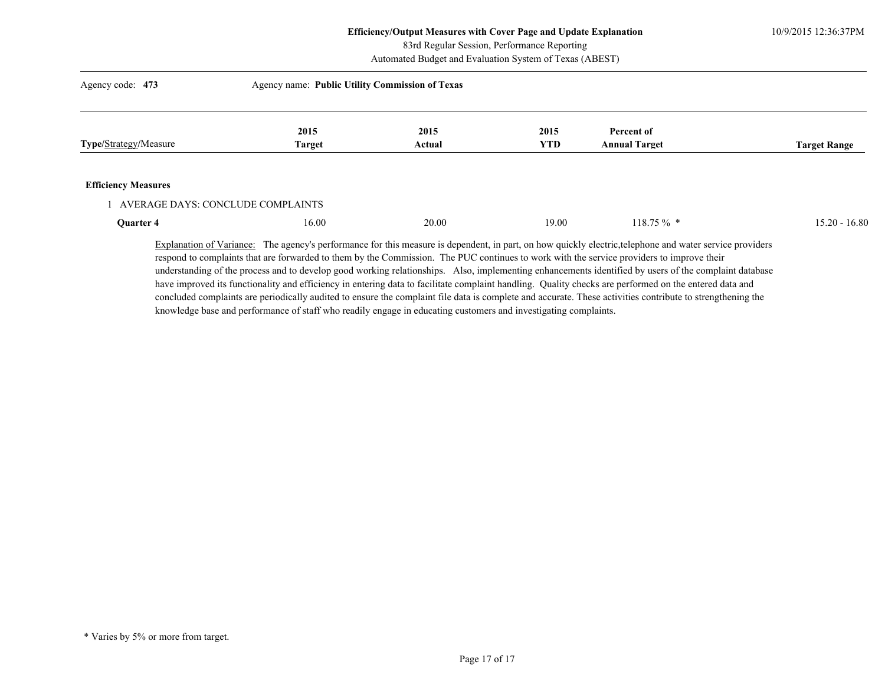**Efficiency/Output Measures with Cover Page and Update Explanation**
83rd Regular Session, Performance Reporting
Automated Budget and Evaluation System of Texas (ABEST)

10/9/2015 12:36:37PM

Agency code: **473** Agency name: **Public Utility Commission of Texas**

| **Type**/Strategy/Measure | **2015 Target** | **2015 Actual** | **2015 YTD** | **Percent of Annual Target** | **Target Range** |
|---|---|---|---|---|---|
| **Efficiency Measures** | | | | | |
| 1 AVERAGE DAYS: CONCLUDE COMPLAINTS | | | | | |
| **Quarter 4** | 16.00 | 20.00 | 19.00 | 118.75 % * | 15.20 - 16.80 |

Explanation of Variance: The agency's performance for this measure is dependent, in part, on how quickly electric,telephone and water service providers respond to complaints that are forwarded to them by the Commission. The PUC continues to work with the service providers to improve their understanding of the process and to develop good working relationships. Also, implementing enhancements identified by users of the complaint database have improved its functionality and efficiency in entering data to facilitate complaint handling. Quality checks are performed on the entered data and concluded complaints are periodically audited to ensure the complaint file data is complete and accurate. These activities contribute to strengthening the knowledge base and performance of staff who readily engage in educating customers and investigating complaints.

\* Varies by 5% or more from target.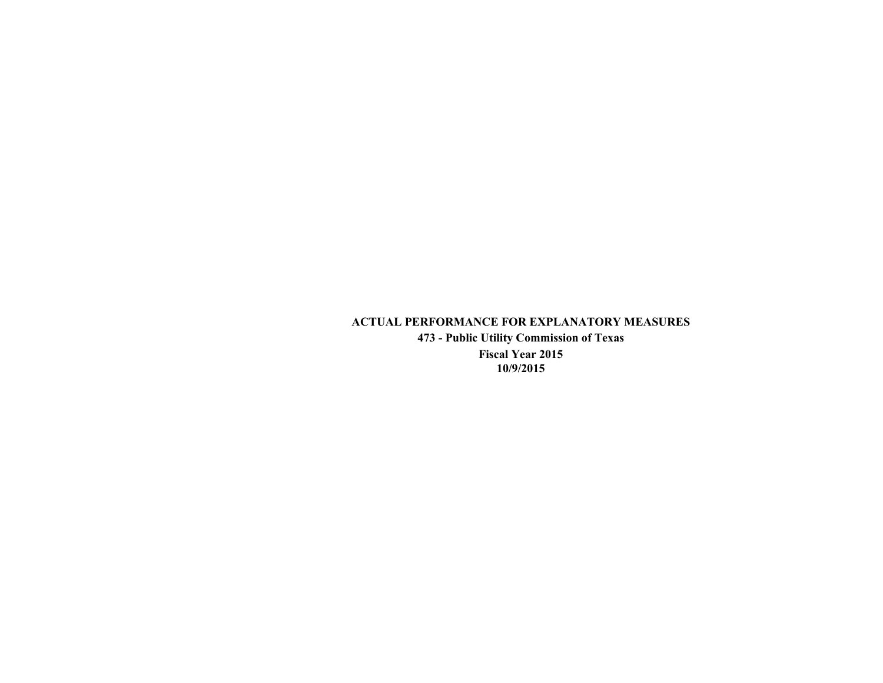# ACTUAL PERFORMANCE FOR EXPLANATORY MEASURES

**473 - Public Utility Commission of Texas**

**Fiscal Year 2015**

**10/9/2015**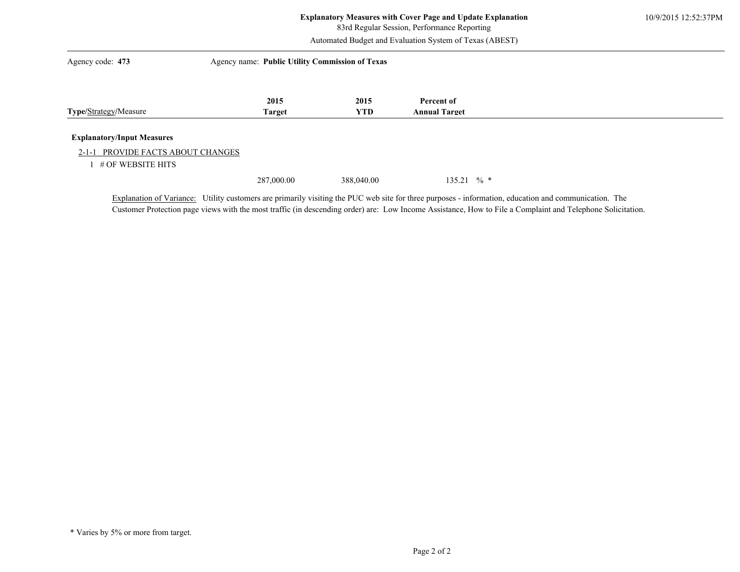**Explanatory Measures with Cover Page and Update Explanation**
83rd Regular Session, Performance Reporting
Automated Budget and Evaluation System of Texas (ABEST)

10/9/2015 12:52:37PM

Agency code: **473** Agency name: **Public Utility Commission of Texas**

| **Type**/Strategy/Measure | **2015 Target** | **2015 YTD** | **Percent of Annual Target** |
|---|---|---|---|
| **Explanatory/Input Measures** | | | |
| 2-1-1 PROVIDE FACTS ABOUT CHANGES | | | |
| 1 # OF WEBSITE HITS | | | |
| | 287,000.00 | 388,040.00 | 135.21 % * |

Explanation of Variance: Utility customers are primarily visiting the PUC web site for three purposes - information, education and communication. The Customer Protection page views with the most traffic (in descending order) are: Low Income Assistance, How to File a Complaint and Telephone Solicitation.

* Varies by 5% or more from target.